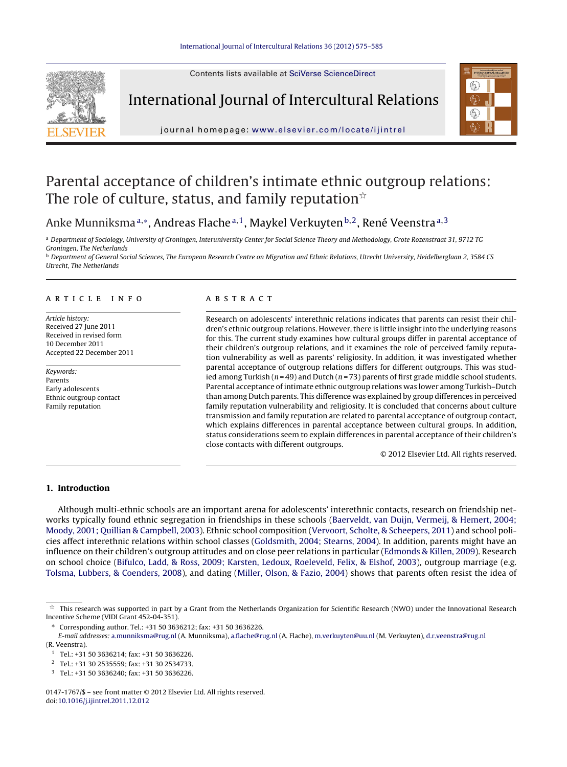Contents lists available at SciVerse ScienceDirect

# International Journal of Intercultural Relations

journal homepage: www.elsevier.com/locate/ijintrel

# Parental acceptance of children's intimate ethnic outgroup relations: The role of culture, status, and family reputation☆

Anke Munniksma[a,*], Andreas Flache[a,1], Maykel Verkuyten[b,2], René Veenstra[a,3]

[a] Department of Sociology, University of Groningen, Interuniversity Center for Social Science Theory and Methodology, Grote Rozenstraat 31, 9712 TG Groningen, The Netherlands

[b] Department of General Social Sciences, The European Research Centre on Migration and Ethnic Relations, Utrecht University, Heidelberglaan 2, 3584 CS Utrecht, The Netherlands

**ARTICLE INFO**

*Article history:*
Received 27 June 2011
Received in revised form
10 December 2011
Accepted 22 December 2011

*Keywords:*
Parents
Early adolescents
Ethnic outgroup contact
Family reputation

**ABSTRACT**

Research on adolescents' interethnic relations indicates that parents can resist their children's ethnic outgroup relations. However, there is little insight into the underlying reasons for this. The current study examines how cultural groups differ in parental acceptance of their children's outgroup relations, and it examines the role of perceived family reputation vulnerability as well as parents' religiosity. In addition, it was investigated whether parental acceptance of outgroup relations differs for different outgroups. This was studied among Turkish ($n = 49$) and Dutch ($n = 73$) parents of first grade middle school students. Parental acceptance of intimate ethnic outgroup relations was lower among Turkish–Dutch than among Dutch parents. This difference was explained by group differences in perceived family reputation vulnerability and religiosity. It is concluded that concerns about culture transmission and family reputation are related to parental acceptance of outgroup contact, which explains differences in parental acceptance between cultural groups. In addition, status considerations seem to explain differences in parental acceptance of their children's close contacts with different outgroups.

© 2012 Elsevier Ltd. All rights reserved.

## 1. Introduction

Although multi-ethnic schools are an important arena for adolescents' interethnic contacts, research on friendship networks typically found ethnic segregation in friendships in these schools (Baerveldt, van Duijn, Vermeij, & Hemert, 2004; Moody, 2001; Quillian & Campbell, 2003). Ethnic school composition (Vervoort, Scholte, & Scheepers, 2011) and school policies affect interethnic relations within school classes (Goldsmith, 2004; Stearns, 2004). In addition, parents might have an influence on their children's outgroup attitudes and on close peer relations in particular (Edmonds & Killen, 2009). Research on school choice (Bifulco, Ladd, & Ross, 2009; Karsten, Ledoux, Roeleveld, Felix, & Elshof, 2003), outgroup marriage (e.g. Tolsma, Lubbers, & Coenders, 2008), and dating (Miller, Olson, & Fazio, 2004) shows that parents often resist the idea of

☆ This research was supported in part by a Grant from the Netherlands Organization for Scientific Research (NWO) under the Innovational Research Incentive Scheme (VIDI Grant 452-04-351).

\* Corresponding author. Tel.: +31 50 3636212; fax: +31 50 3636226.
*E-mail addresses:* a.munniksma@rug.nl (A. Munniksma), a.flache@rug.nl (A. Flache), m.verkuyten@uu.nl (M. Verkuyten), d.r.veenstra@rug.nl (R. Veenstra).

[1] Tel.: +31 50 3636214; fax: +31 50 3636226.

[2] Tel.: +31 30 2535559; fax: +31 30 2534733.

[3] Tel.: +31 50 3636240; fax: +31 50 3636226.

0147-1767/$ – see front matter © 2012 Elsevier Ltd. All rights reserved.
doi:10.1016/j.ijintrel.2011.12.012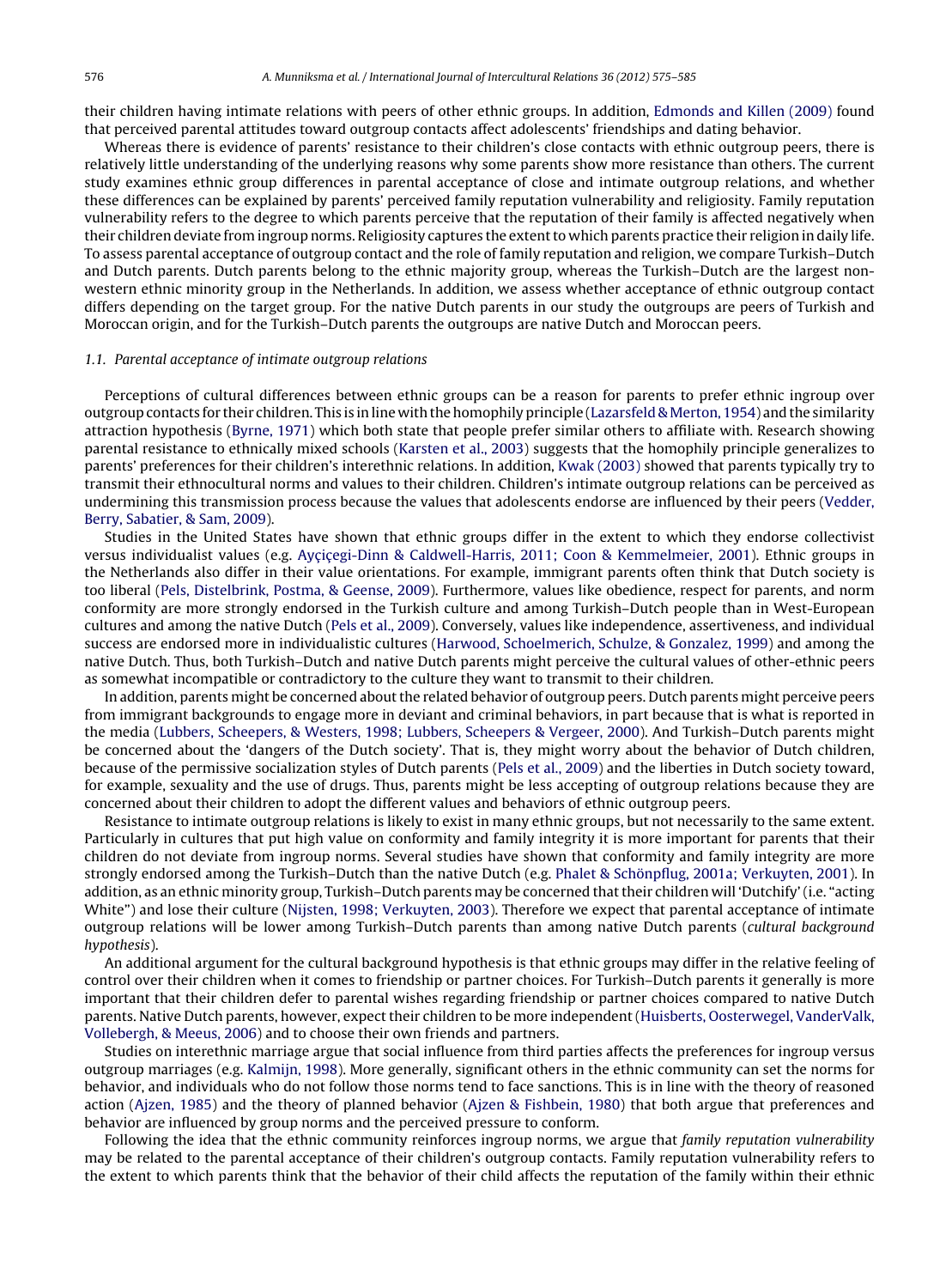their children having intimate relations with peers of other ethnic groups. In addition, Edmonds and Killen (2009) found that perceived parental attitudes toward outgroup contacts affect adolescents' friendships and dating behavior.

Whereas there is evidence of parents' resistance to their children's close contacts with ethnic outgroup peers, there is relatively little understanding of the underlying reasons why some parents show more resistance than others. The current study examines ethnic group differences in parental acceptance of close and intimate outgroup relations, and whether these differences can be explained by parents' perceived family reputation vulnerability and religiosity. Family reputation vulnerability refers to the degree to which parents perceive that the reputation of their family is affected negatively when their children deviate from ingroup norms. Religiosity captures the extent to which parents practice their religion in daily life. To assess parental acceptance of outgroup contact and the role of family reputation and religion, we compare Turkish–Dutch and Dutch parents. Dutch parents belong to the ethnic majority group, whereas the Turkish–Dutch are the largest non-western ethnic minority group in the Netherlands. In addition, we assess whether acceptance of ethnic outgroup contact differs depending on the target group. For the native Dutch parents in our study the outgroups are peers of Turkish and Moroccan origin, and for the Turkish–Dutch parents the outgroups are native Dutch and Moroccan peers.

### 1.1. Parental acceptance of intimate outgroup relations

Perceptions of cultural differences between ethnic groups can be a reason for parents to prefer ethnic ingroup over outgroup contacts for their children. This is in line with the homophily principle (Lazarsfeld & Merton, 1954) and the similarity attraction hypothesis (Byrne, 1971) which both state that people prefer similar others to affiliate with. Research showing parental resistance to ethnically mixed schools (Karsten et al., 2003) suggests that the homophily principle generalizes to parents' preferences for their children's interethnic relations. In addition, Kwak (2003) showed that parents typically try to transmit their ethnocultural norms and values to their children. Children's intimate outgroup relations can be perceived as undermining this transmission process because the values that adolescents endorse are influenced by their peers (Vedder, Berry, Sabatier, & Sam, 2009).

Studies in the United States have shown that ethnic groups differ in the extent to which they endorse collectivist versus individualist values (e.g. Ayçiçegi-Dinn & Caldwell-Harris, 2011; Coon & Kemmelmeier, 2001). Ethnic groups in the Netherlands also differ in their value orientations. For example, immigrant parents often think that Dutch society is too liberal (Pels, Distelbrink, Postma, & Geense, 2009). Furthermore, values like obedience, respect for parents, and norm conformity are more strongly endorsed in the Turkish culture and among Turkish–Dutch people than in West-European cultures and among the native Dutch (Pels et al., 2009). Conversely, values like independence, assertiveness, and individual success are endorsed more in individualistic cultures (Harwood, Schoelmerich, Schulze, & Gonzalez, 1999) and among the native Dutch. Thus, both Turkish–Dutch and native Dutch parents might perceive the cultural values of other-ethnic peers as somewhat incompatible or contradictory to the culture they want to transmit to their children.

In addition, parents might be concerned about the related behavior of outgroup peers. Dutch parents might perceive peers from immigrant backgrounds to engage more in deviant and criminal behaviors, in part because that is what is reported in the media (Lubbers, Scheepers, & Westers, 1998; Lubbers, Scheepers & Vergeer, 2000). And Turkish–Dutch parents might be concerned about the 'dangers of the Dutch society'. That is, they might worry about the behavior of Dutch children, because of the permissive socialization styles of Dutch parents (Pels et al., 2009) and the liberties in Dutch society toward, for example, sexuality and the use of drugs. Thus, parents might be less accepting of outgroup relations because they are concerned about their children to adopt the different values and behaviors of ethnic outgroup peers.

Resistance to intimate outgroup relations is likely to exist in many ethnic groups, but not necessarily to the same extent. Particularly in cultures that put high value on conformity and family integrity it is more important for parents that their children do not deviate from ingroup norms. Several studies have shown that conformity and family integrity are more strongly endorsed among the Turkish–Dutch than the native Dutch (e.g. Phalet & Schönpflug, 2001a; Verkuyten, 2001). In addition, as an ethnic minority group, Turkish–Dutch parents may be concerned that their children will 'Dutchify' (i.e. "acting White") and lose their culture (Nijsten, 1998; Verkuyten, 2003). Therefore we expect that parental acceptance of intimate outgroup relations will be lower among Turkish–Dutch parents than among native Dutch parents (*cultural background hypothesis*).

An additional argument for the cultural background hypothesis is that ethnic groups may differ in the relative feeling of control over their children when it comes to friendship or partner choices. For Turkish–Dutch parents it generally is more important that their children defer to parental wishes regarding friendship or partner choices compared to native Dutch parents. Native Dutch parents, however, expect their children to be more independent (Huisberts, Oosterwegel, VanderValk, Vollebergh, & Meeus, 2006) and to choose their own friends and partners.

Studies on interethnic marriage argue that social influence from third parties affects the preferences for ingroup versus outgroup marriages (e.g. Kalmijn, 1998). More generally, significant others in the ethnic community can set the norms for behavior, and individuals who do not follow those norms tend to face sanctions. This is in line with the theory of reasoned action (Ajzen, 1985) and the theory of planned behavior (Ajzen & Fishbein, 1980) that both argue that preferences and behavior are influenced by group norms and the perceived pressure to conform.

Following the idea that the ethnic community reinforces ingroup norms, we argue that *family reputation vulnerability* may be related to the parental acceptance of their children's outgroup contacts. Family reputation vulnerability refers to the extent to which parents think that the behavior of their child affects the reputation of the family within their ethnic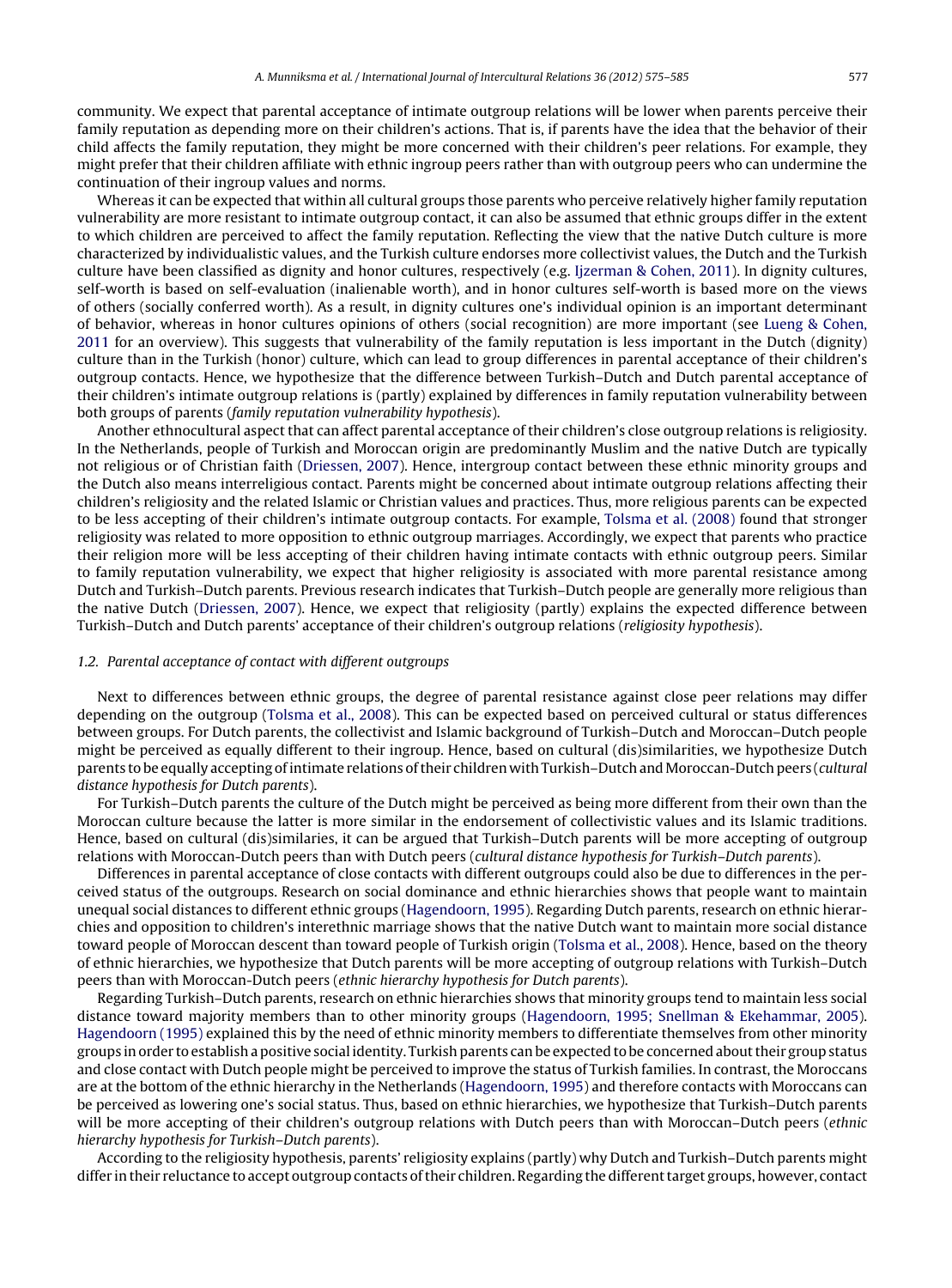community. We expect that parental acceptance of intimate outgroup relations will be lower when parents perceive their family reputation as depending more on their children's actions. That is, if parents have the idea that the behavior of their child affects the family reputation, they might be more concerned with their children's peer relations. For example, they might prefer that their children affiliate with ethnic ingroup peers rather than with outgroup peers who can undermine the continuation of their ingroup values and norms.

Whereas it can be expected that within all cultural groups those parents who perceive relatively higher family reputation vulnerability are more resistant to intimate outgroup contact, it can also be assumed that ethnic groups differ in the extent to which children are perceived to affect the family reputation. Reflecting the view that the native Dutch culture is more characterized by individualistic values, and the Turkish culture endorses more collectivist values, the Dutch and the Turkish culture have been classified as dignity and honor cultures, respectively (e.g. Ijzerman & Cohen, 2011). In dignity cultures, self-worth is based on self-evaluation (inalienable worth), and in honor cultures self-worth is based more on the views of others (socially conferred worth). As a result, in dignity cultures one's individual opinion is an important determinant of behavior, whereas in honor cultures opinions of others (social recognition) are more important (see Lueng & Cohen, 2011 for an overview). This suggests that vulnerability of the family reputation is less important in the Dutch (dignity) culture than in the Turkish (honor) culture, which can lead to group differences in parental acceptance of their children's outgroup contacts. Hence, we hypothesize that the difference between Turkish–Dutch and Dutch parental acceptance of their children's intimate outgroup relations is (partly) explained by differences in family reputation vulnerability between both groups of parents (*family reputation vulnerability hypothesis*).

Another ethnocultural aspect that can affect parental acceptance of their children's close outgroup relations is religiosity. In the Netherlands, people of Turkish and Moroccan origin are predominantly Muslim and the native Dutch are typically not religious or of Christian faith (Driessen, 2007). Hence, intergroup contact between these ethnic minority groups and the Dutch also means interreligious contact. Parents might be concerned about intimate outgroup relations affecting their children's religiosity and the related Islamic or Christian values and practices. Thus, more religious parents can be expected to be less accepting of their children's intimate outgroup contacts. For example, Tolsma et al. (2008) found that stronger religiosity was related to more opposition to ethnic outgroup marriages. Accordingly, we expect that parents who practice their religion more will be less accepting of their children having intimate contacts with ethnic outgroup peers. Similar to family reputation vulnerability, we expect that higher religiosity is associated with more parental resistance among Dutch and Turkish–Dutch parents. Previous research indicates that Turkish–Dutch people are generally more religious than the native Dutch (Driessen, 2007). Hence, we expect that religiosity (partly) explains the expected difference between Turkish–Dutch and Dutch parents' acceptance of their children's outgroup relations (*religiosity hypothesis*).

### 1.2. Parental acceptance of contact with different outgroups

Next to differences between ethnic groups, the degree of parental resistance against close peer relations may differ depending on the outgroup (Tolsma et al., 2008). This can be expected based on perceived cultural or status differences between groups. For Dutch parents, the collectivist and Islamic background of Turkish–Dutch and Moroccan–Dutch people might be perceived as equally different to their ingroup. Hence, based on cultural (dis)similarities, we hypothesize Dutch parents to be equally accepting of intimate relations of their children with Turkish–Dutch and Moroccan-Dutch peers (*cultural distance hypothesis for Dutch parents*).

For Turkish–Dutch parents the culture of the Dutch might be perceived as being more different from their own than the Moroccan culture because the latter is more similar in the endorsement of collectivistic values and its Islamic traditions. Hence, based on cultural (dis)similaries, it can be argued that Turkish–Dutch parents will be more accepting of outgroup relations with Moroccan-Dutch peers than with Dutch peers (*cultural distance hypothesis for Turkish–Dutch parents*).

Differences in parental acceptance of close contacts with different outgroups could also be due to differences in the perceived status of the outgroups. Research on social dominance and ethnic hierarchies shows that people want to maintain unequal social distances to different ethnic groups (Hagendoorn, 1995). Regarding Dutch parents, research on ethnic hierarchies and opposition to children's interethnic marriage shows that the native Dutch want to maintain more social distance toward people of Moroccan descent than toward people of Turkish origin (Tolsma et al., 2008). Hence, based on the theory of ethnic hierarchies, we hypothesize that Dutch parents will be more accepting of outgroup relations with Turkish–Dutch peers than with Moroccan-Dutch peers (*ethnic hierarchy hypothesis for Dutch parents*).

Regarding Turkish–Dutch parents, research on ethnic hierarchies shows that minority groups tend to maintain less social distance toward majority members than to other minority groups (Hagendoorn, 1995; Snellman & Ekehammar, 2005). Hagendoorn (1995) explained this by the need of ethnic minority members to differentiate themselves from other minority groups in order to establish a positive social identity. Turkish parents can be expected to be concerned about their group status and close contact with Dutch people might be perceived to improve the status of Turkish families. In contrast, the Moroccans are at the bottom of the ethnic hierarchy in the Netherlands (Hagendoorn, 1995) and therefore contacts with Moroccans can be perceived as lowering one's social status. Thus, based on ethnic hierarchies, we hypothesize that Turkish–Dutch parents will be more accepting of their children's outgroup relations with Dutch peers than with Moroccan–Dutch peers (*ethnic hierarchy hypothesis for Turkish–Dutch parents*).

According to the religiosity hypothesis, parents' religiosity explains (partly) why Dutch and Turkish–Dutch parents might differ in their reluctance to accept outgroup contacts of their children. Regarding the different target groups, however, contact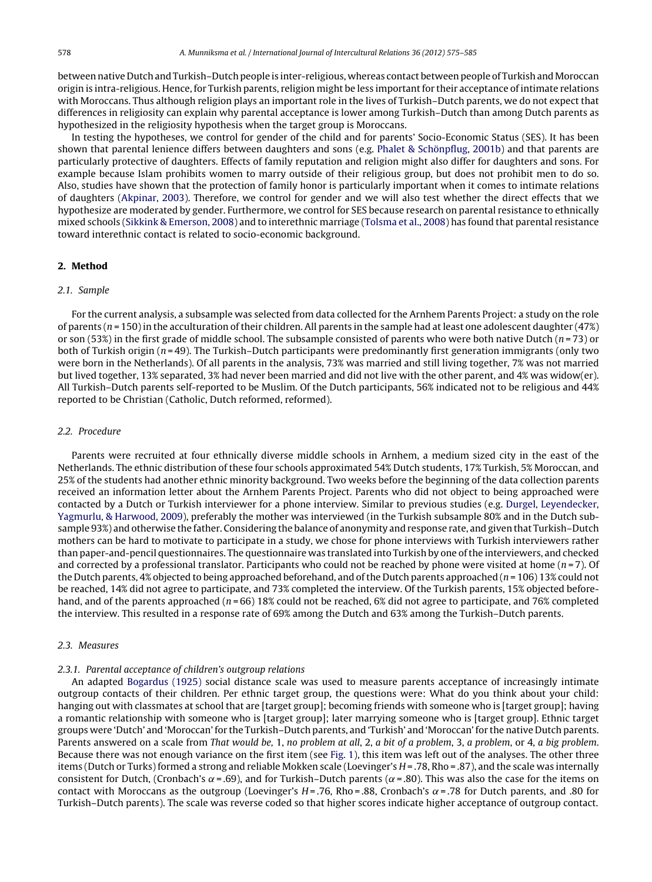between native Dutch and Turkish–Dutch people is inter-religious, whereas contact between people of Turkish and Moroccan origin is intra-religious. Hence, for Turkish parents, religion might be less important for their acceptance of intimate relations with Moroccans. Thus although religion plays an important role in the lives of Turkish–Dutch parents, we do not expect that differences in religiosity can explain why parental acceptance is lower among Turkish–Dutch than among Dutch parents as hypothesized in the religiosity hypothesis when the target group is Moroccans.

In testing the hypotheses, we control for gender of the child and for parents' Socio-Economic Status (SES). It has been shown that parental lenience differs between daughters and sons (e.g. Phalet & Schönpflug, 2001b) and that parents are particularly protective of daughters. Effects of family reputation and religion might also differ for daughters and sons. For example because Islam prohibits women to marry outside of their religious group, but does not prohibit men to do so. Also, studies have shown that the protection of family honor is particularly important when it comes to intimate relations of daughters (Akpinar, 2003). Therefore, we control for gender and we will also test whether the direct effects that we hypothesize are moderated by gender. Furthermore, we control for SES because research on parental resistance to ethnically mixed schools (Sikkink & Emerson, 2008) and to interethnic marriage (Tolsma et al., 2008) has found that parental resistance toward interethnic contact is related to socio-economic background.

## 2. Method

### 2.1. Sample

For the current analysis, a subsample was selected from data collected for the Arnhem Parents Project: a study on the role of parents ($n = 150$) in the acculturation of their children. All parents in the sample had at least one adolescent daughter (47%) or son (53%) in the first grade of middle school. The subsample consisted of parents who were both native Dutch ($n = 73$) or both of Turkish origin ($n = 49$). The Turkish–Dutch participants were predominantly first generation immigrants (only two were born in the Netherlands). Of all parents in the analysis, 73% was married and still living together, 7% was not married but lived together, 13% separated, 3% had never been married and did not live with the other parent, and 4% was widow(er). All Turkish–Dutch parents self-reported to be Muslim. Of the Dutch participants, 56% indicated not to be religious and 44% reported to be Christian (Catholic, Dutch reformed, reformed).

### 2.2. Procedure

Parents were recruited at four ethnically diverse middle schools in Arnhem, a medium sized city in the east of the Netherlands. The ethnic distribution of these four schools approximated 54% Dutch students, 17% Turkish, 5% Moroccan, and 25% of the students had another ethnic minority background. Two weeks before the beginning of the data collection parents received an information letter about the Arnhem Parents Project. Parents who did not object to being approached were contacted by a Dutch or Turkish interviewer for a phone interview. Similar to previous studies (e.g. Durgel, Leyendecker, Yagmurlu, & Harwood, 2009), preferably the mother was interviewed (in the Turkish subsample 80% and in the Dutch subsample 93%) and otherwise the father. Considering the balance of anonymity and response rate, and given that Turkish–Dutch mothers can be hard to motivate to participate in a study, we chose for phone interviews with Turkish interviewers rather than paper-and-pencil questionnaires. The questionnaire was translated into Turkish by one of the interviewers, and checked and corrected by a professional translator. Participants who could not be reached by phone were visited at home ($n = 7$). Of the Dutch parents, 4% objected to being approached beforehand, and of the Dutch parents approached ($n = 106$) 13% could not be reached, 14% did not agree to participate, and 73% completed the interview. Of the Turkish parents, 15% objected beforehand, and of the parents approached ($n = 66$) 18% could not be reached, 6% did not agree to participate, and 76% completed the interview. This resulted in a response rate of 69% among the Dutch and 63% among the Turkish–Dutch parents.

### 2.3. Measures

#### 2.3.1. Parental acceptance of children's outgroup relations

An adapted Bogardus (1925) social distance scale was used to measure parents acceptance of increasingly intimate outgroup contacts of their children. Per ethnic target group, the questions were: What do you think about your child: hanging out with classmates at school that are [target group]; becoming friends with someone who is [target group]; having a romantic relationship with someone who is [target group]; later marrying someone who is [target group]. Ethnic target groups were 'Dutch' and 'Moroccan' for the Turkish–Dutch parents, and 'Turkish' and 'Moroccan' for the native Dutch parents. Parents answered on a scale from *That would be,* 1, *no problem at all*, 2, *a bit of a problem*, 3, *a problem*, or 4, *a big problem*. Because there was not enough variance on the first item (see Fig. 1), this item was left out of the analyses. The other three items (Dutch or Turks) formed a strong and reliable Mokken scale (Loevinger's $H = .78$, Rho = .87), and the scale was internally consistent for Dutch, (Cronbach's $\alpha = .69$), and for Turkish–Dutch parents ($\alpha = .80$). This was also the case for the items on contact with Moroccans as the outgroup (Loevinger's $H = .76$, Rho = .88, Cronbach's $\alpha = .78$ for Dutch parents, and .80 for Turkish–Dutch parents). The scale was reverse coded so that higher scores indicate higher acceptance of outgroup contact.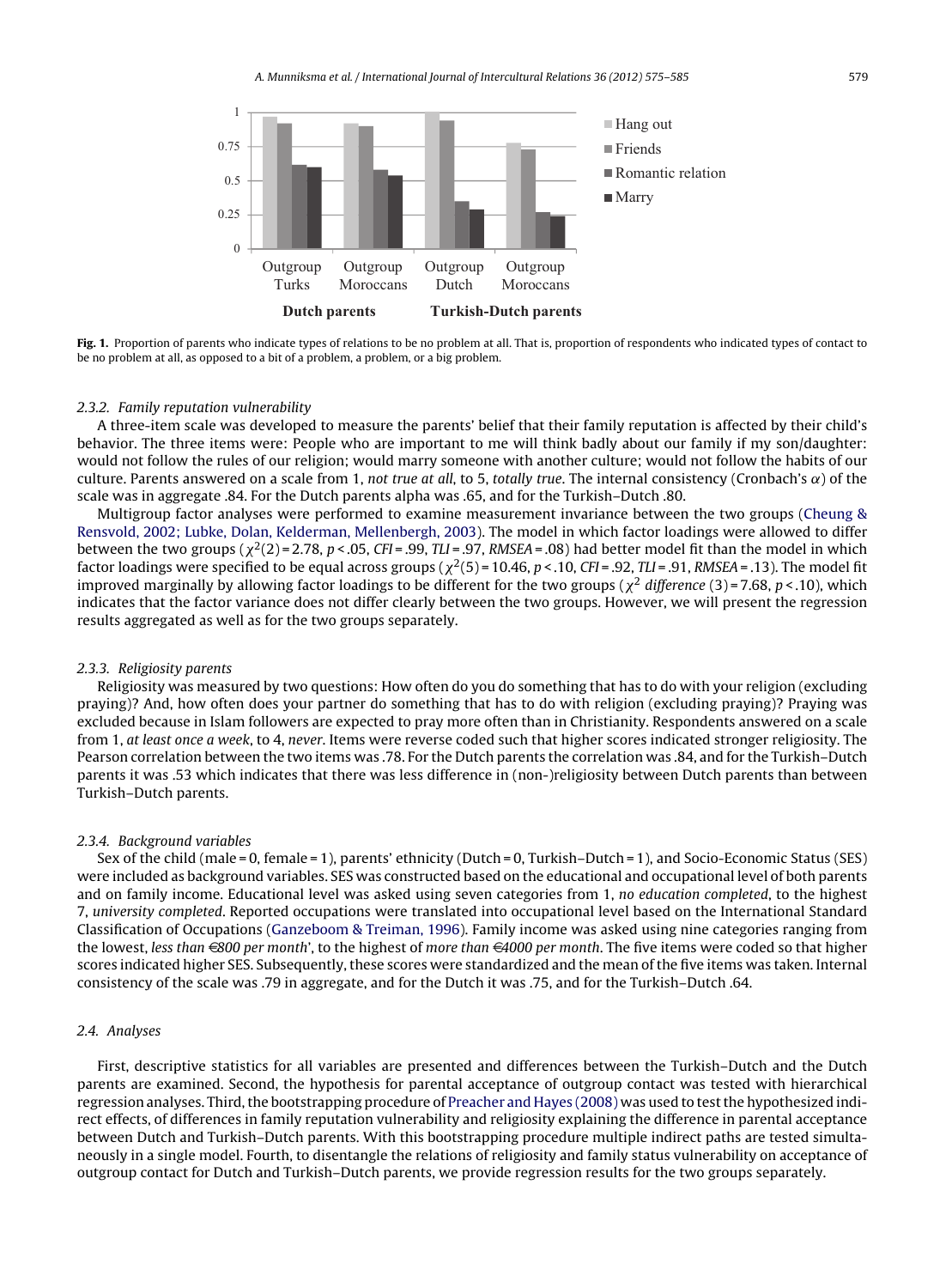**Fig. 1.** Proportion of parents who indicate types of relations to be no problem at all. That is, proportion of respondents who indicated types of contact to be no problem at all, as opposed to a bit of a problem, a problem, or a big problem.

### 2.3.2. Family reputation vulnerability

A three-item scale was developed to measure the parents' belief that their family reputation is affected by their child's behavior. The three items were: People who are important to me will think badly about our family if my son/daughter: would not follow the rules of our religion; would marry someone with another culture; would not follow the habits of our culture. Parents answered on a scale from 1, *not true at all*, to 5, *totally true*. The internal consistency (Cronbach's $\alpha$) of the scale was in aggregate .84. For the Dutch parents alpha was .65, and for the Turkish–Dutch .80.

Multigroup factor analyses were performed to examine measurement invariance between the two groups (Cheung & Rensvold, 2002; Lubke, Dolan, Kelderman, Mellenbergh, 2003). The model in which factor loadings were allowed to differ between the two groups ($\chi^2(2) = 2.78$, $p < .05$, $CFI = .99$, $TLI = .97$, $RMSEA = .08$) had better model fit than the model in which factor loadings were specified to be equal across groups ($\chi^2(5) = 10.46$, $p < .10$, $CFI = .92$, $TLI = .91$, $RMSEA = .13$). The model fit improved marginally by allowing factor loadings to be different for the two groups ($\chi^2$ *difference* $(3) = 7.68$, $p < .10$), which indicates that the factor variance does not differ clearly between the two groups. However, we will present the regression results aggregated as well as for the two groups separately.

### 2.3.3. Religiosity parents

Religiosity was measured by two questions: How often do you do something that has to do with your religion (excluding praying)? And, how often does your partner do something that has to do with religion (excluding praying)? Praying was excluded because in Islam followers are expected to pray more often than in Christianity. Respondents answered on a scale from 1, *at least once a week*, to 4, *never*. Items were reverse coded such that higher scores indicated stronger religiosity. The Pearson correlation between the two items was .78. For the Dutch parents the correlation was .84, and for the Turkish–Dutch parents it was .53 which indicates that there was less difference in (non-)religiosity between Dutch parents than between Turkish–Dutch parents.

### 2.3.4. Background variables

Sex of the child (male = 0, female = 1), parents' ethnicity (Dutch = 0, Turkish–Dutch = 1), and Socio-Economic Status (SES) were included as background variables. SES was constructed based on the educational and occupational level of both parents and on family income. Educational level was asked using seven categories from 1, *no education completed*, to the highest 7, *university completed*. Reported occupations were translated into occupational level based on the International Standard Classification of Occupations (Ganzeboom & Treiman, 1996). Family income was asked using nine categories ranging from the lowest, *less than €800 per month*', to the highest of *more than €4000 per month*. The five items were coded so that higher scores indicated higher SES. Subsequently, these scores were standardized and the mean of the five items was taken. Internal consistency of the scale was .79 in aggregate, and for the Dutch it was .75, and for the Turkish–Dutch .64.

## 2.4. Analyses

First, descriptive statistics for all variables are presented and differences between the Turkish–Dutch and the Dutch parents are examined. Second, the hypothesis for parental acceptance of outgroup contact was tested with hierarchical regression analyses. Third, the bootstrapping procedure of Preacher and Hayes (2008) was used to test the hypothesized indirect effects, of differences in family reputation vulnerability and religiosity explaining the difference in parental acceptance between Dutch and Turkish–Dutch parents. With this bootstrapping procedure multiple indirect paths are tested simultaneously in a single model. Fourth, to disentangle the relations of religiosity and family status vulnerability on acceptance of outgroup contact for Dutch and Turkish–Dutch parents, we provide regression results for the two groups separately.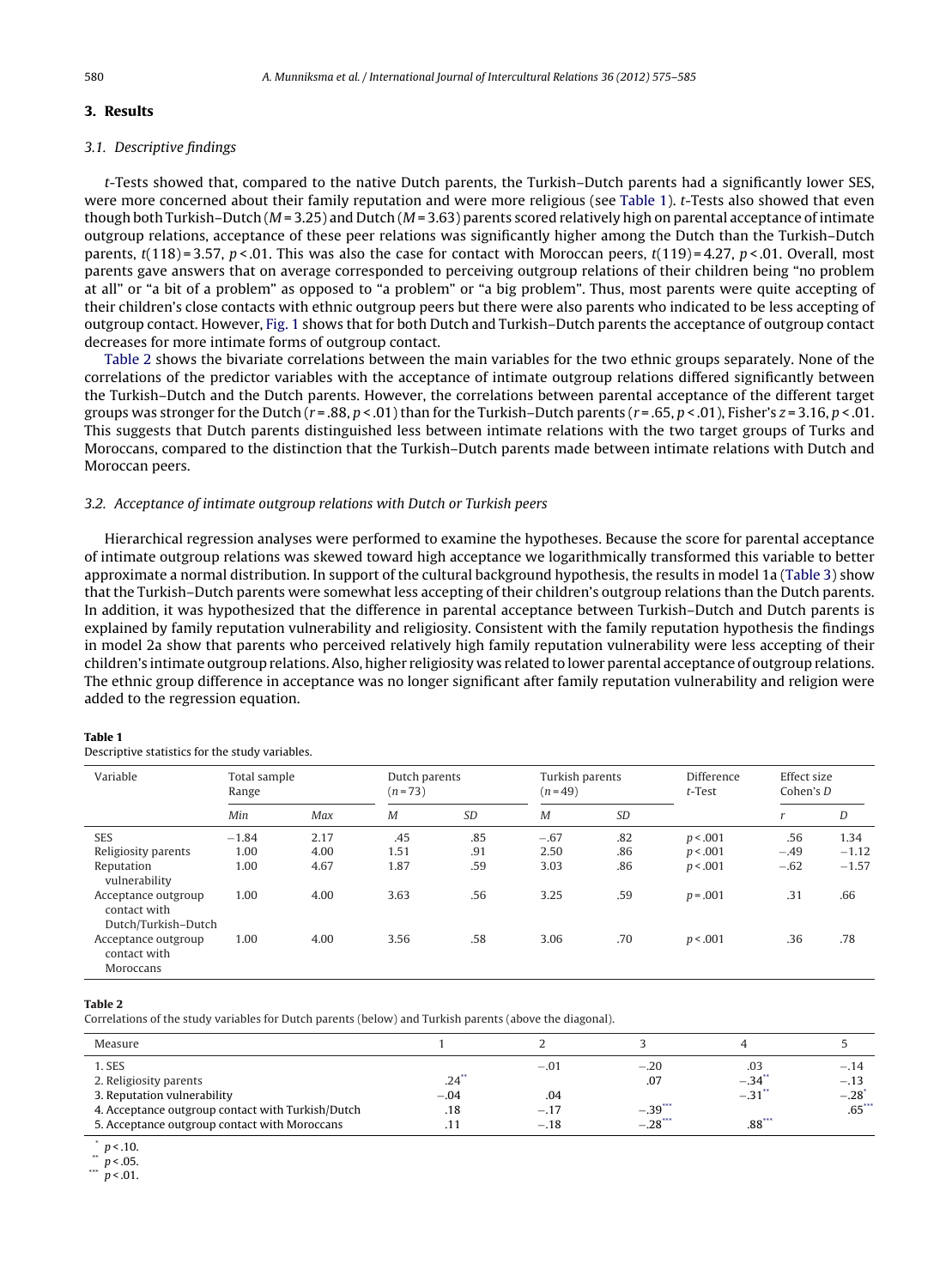## 3. Results

### 3.1. Descriptive findings

*t*-Tests showed that, compared to the native Dutch parents, the Turkish–Dutch parents had a significantly lower SES, were more concerned about their family reputation and were more religious (see Table 1). *t*-Tests also showed that even though both Turkish–Dutch ($M = 3.25$) and Dutch ($M = 3.63$) parents scored relatively high on parental acceptance of intimate outgroup relations, acceptance of these peer relations was significantly higher among the Dutch than the Turkish–Dutch parents, $t(118) = 3.57$, $p < .01$. This was also the case for contact with Moroccan peers, $t(119) = 4.27$, $p < .01$. Overall, most parents gave answers that on average corresponded to perceiving outgroup relations of their children being "no problem at all" or "a bit of a problem" as opposed to "a problem" or "a big problem". Thus, most parents were quite accepting of their children's close contacts with ethnic outgroup peers but there were also parents who indicated to be less accepting of outgroup contact. However, Fig. 1 shows that for both Dutch and Turkish–Dutch parents the acceptance of outgroup contact decreases for more intimate forms of outgroup contact.

Table 2 shows the bivariate correlations between the main variables for the two ethnic groups separately. None of the correlations of the predictor variables with the acceptance of intimate outgroup relations differed significantly between the Turkish–Dutch and the Dutch parents. However, the correlations between parental acceptance of the different target groups was stronger for the Dutch ($r = .88$, $p < .01$) than for the Turkish–Dutch parents ($r = .65$, $p < .01$), Fisher's $z = 3.16$, $p < .01$. This suggests that Dutch parents distinguished less between intimate relations with the two target groups of Turks and Moroccans, compared to the distinction that the Turkish–Dutch parents made between intimate relations with Dutch and Moroccan peers.

### 3.2. Acceptance of intimate outgroup relations with Dutch or Turkish peers

Hierarchical regression analyses were performed to examine the hypotheses. Because the score for parental acceptance of intimate outgroup relations was skewed toward high acceptance we logarithmically transformed this variable to better approximate a normal distribution. In support of the cultural background hypothesis, the results in model 1a (Table 3) show that the Turkish–Dutch parents were somewhat less accepting of their children's outgroup relations than the Dutch parents. In addition, it was hypothesized that the difference in parental acceptance between Turkish–Dutch and Dutch parents is explained by family reputation vulnerability and religiosity. Consistent with the family reputation hypothesis the findings in model 2a show that parents who perceived relatively high family reputation vulnerability were less accepting of their children's intimate outgroup relations. Also, higher religiosity was related to lower parental acceptance of outgroup relations. The ethnic group difference in acceptance was no longer significant after family reputation vulnerability and religion were added to the regression equation.

**Table 1**
Descriptive statistics for the study variables.

| Variable | Total sample Range | | Dutch parents ($n = 73$) | | Turkish parents ($n = 49$) | | Difference *t*-Test | Effect size Cohen's *D* | |
|---|---|---|---|---|---|---|---|---|---|
| | *Min* | *Max* | *M* | *SD* | *M* | *SD* | | *r* | *D* |
| SES | −1.84 | 2.17 | .45 | .85 | −.67 | .82 | $p < .001$ | .56 | 1.34 |
| Religiosity parents | 1.00 | 4.00 | 1.51 | .91 | 2.50 | .86 | $p < .001$ | −.49 | −1.12 |
| Reputation vulnerability | 1.00 | 4.67 | 1.87 | .59 | 3.03 | .86 | $p < .001$ | −.62 | −1.57 |
| Acceptance outgroup contact with Dutch/Turkish–Dutch | 1.00 | 4.00 | 3.63 | .56 | 3.25 | .59 | $p = .001$ | .31 | .66 |
| Acceptance outgroup contact with Moroccans | 1.00 | 4.00 | 3.56 | .58 | 3.06 | .70 | $p < .001$ | .36 | .78 |

**Table 2**
Correlations of the study variables for Dutch parents (below) and Turkish parents (above the diagonal).

| Measure | 1 | 2 | 3 | 4 | 5 |
|---|---|---|---|---|---|
| 1. SES | | −.01 | −.20 | .03 | −.14 |
| 2. Religiosity parents | .24** | | .07 | −.34** | −.13 |
| 3. Reputation vulnerability | −.04 | .04 | | −.31** | −.28* |
| 4. Acceptance outgroup contact with Turkish/Dutch | .18 | −.17 | −.39*** | | .65*** |
| 5. Acceptance outgroup contact with Moroccans | .11 | −.18 | −.28*** | .88*** | |

\* $p < .10$.
\** $p < .05$.
\*** $p < .01$.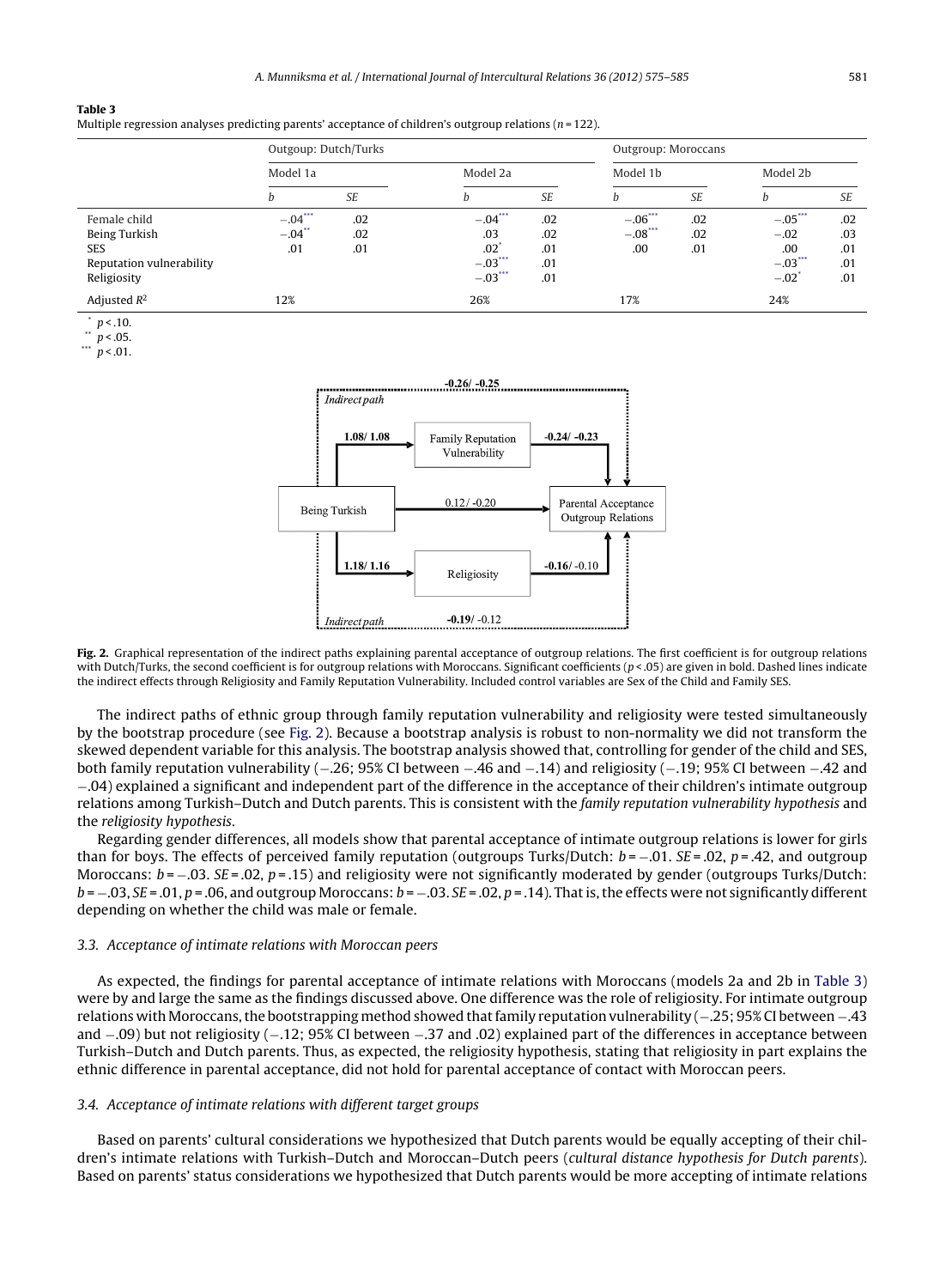**Table 3**
Multiple regression analyses predicting parents' acceptance of children's outgroup relations ($n = 122$).

| | Outgoup: Dutch/Turks | | | | Outgroup: Moroccans | | | |
|---|---|---|---|---|---|---|---|---|
| | Model 1a | | Model 2a | | Model 1b | | Model 2b | |
| | *b* | *SE* | *b* | *SE* | *b* | *SE* | *b* | *SE* |
| Female child | $-.04^{***}$ | .02 | $-.04^{***}$ | .02 | $-.06^{***}$ | .02 | $-.05^{***}$ | .02 |
| Being Turkish | $-.04^{**}$ | .02 | .03 | .02 | $-.08^{***}$ | .02 | $-.02$ | .03 |
| SES | .01 | .01 | $.02^{*}$ | .01 | .00 | .01 | .00 | .01 |
| Reputation vulnerability | | | $-.03^{***}$ | .01 | | | $-.03^{***}$ | .01 |
| Religiosity | | | $-.03^{***}$ | .01 | | | $-.02^{*}$ | .01 |
| Adjusted $R^2$ | 12% | | 26% | | 17% | | 24% | |

\* $p < .10$.
\*\* $p < .05$.
\*\*\* $p < .01$.

**Fig. 2.** Graphical representation of the indirect paths explaining parental acceptance of outgroup relations. The first coefficient is for outgroup relations with Dutch/Turks, the second coefficient is for outgroup relations with Moroccans. Significant coefficients ($p < .05$) are given in bold. Dashed lines indicate the indirect effects through Religiosity and Family Reputation Vulnerability. Included control variables are Sex of the Child and Family SES.

The indirect paths of ethnic group through family reputation vulnerability and religiosity were tested simultaneously by the bootstrap procedure (see Fig. 2). Because a bootstrap analysis is robust to non-normality we did not transform the skewed dependent variable for this analysis. The bootstrap analysis showed that, controlling for gender of the child and SES, both family reputation vulnerability (−.26; 95% CI between −.46 and −.14) and religiosity (−.19; 95% CI between −.42 and −.04) explained a significant and independent part of the difference in the acceptance of their children's intimate outgroup relations among Turkish–Dutch and Dutch parents. This is consistent with the *family reputation vulnerability hypothesis* and the *religiosity hypothesis*.

Regarding gender differences, all models show that parental acceptance of intimate outgroup relations is lower for girls than for boys. The effects of perceived family reputation (outgroups Turks/Dutch: $b = -.01$. $SE = .02$, $p = .42$, and outgroup Moroccans: $b = -.03$. $SE = .02$, $p = .15$) and religiosity were not significantly moderated by gender (outgroups Turks/Dutch: $b = -.03$, $SE = .01$, $p = .06$, and outgroup Moroccans: $b = -.03$. $SE = .02$, $p = .14$). That is, the effects were not significantly different depending on whether the child was male or female.

### 3.3. Acceptance of intimate relations with Moroccan peers

As expected, the findings for parental acceptance of intimate relations with Moroccans (models 2a and 2b in Table 3) were by and large the same as the findings discussed above. One difference was the role of religiosity. For intimate outgroup relations with Moroccans, the bootstrapping method showed that family reputation vulnerability (−.25; 95% CI between −.43 and −.09) but not religiosity (−.12; 95% CI between −.37 and .02) explained part of the differences in acceptance between Turkish–Dutch and Dutch parents. Thus, as expected, the religiosity hypothesis, stating that religiosity in part explains the ethnic difference in parental acceptance, did not hold for parental acceptance of contact with Moroccan peers.

### 3.4. Acceptance of intimate relations with different target groups

Based on parents' cultural considerations we hypothesized that Dutch parents would be equally accepting of their children's intimate relations with Turkish–Dutch and Moroccan–Dutch peers (*cultural distance hypothesis for Dutch parents*). Based on parents' status considerations we hypothesized that Dutch parents would be more accepting of intimate relations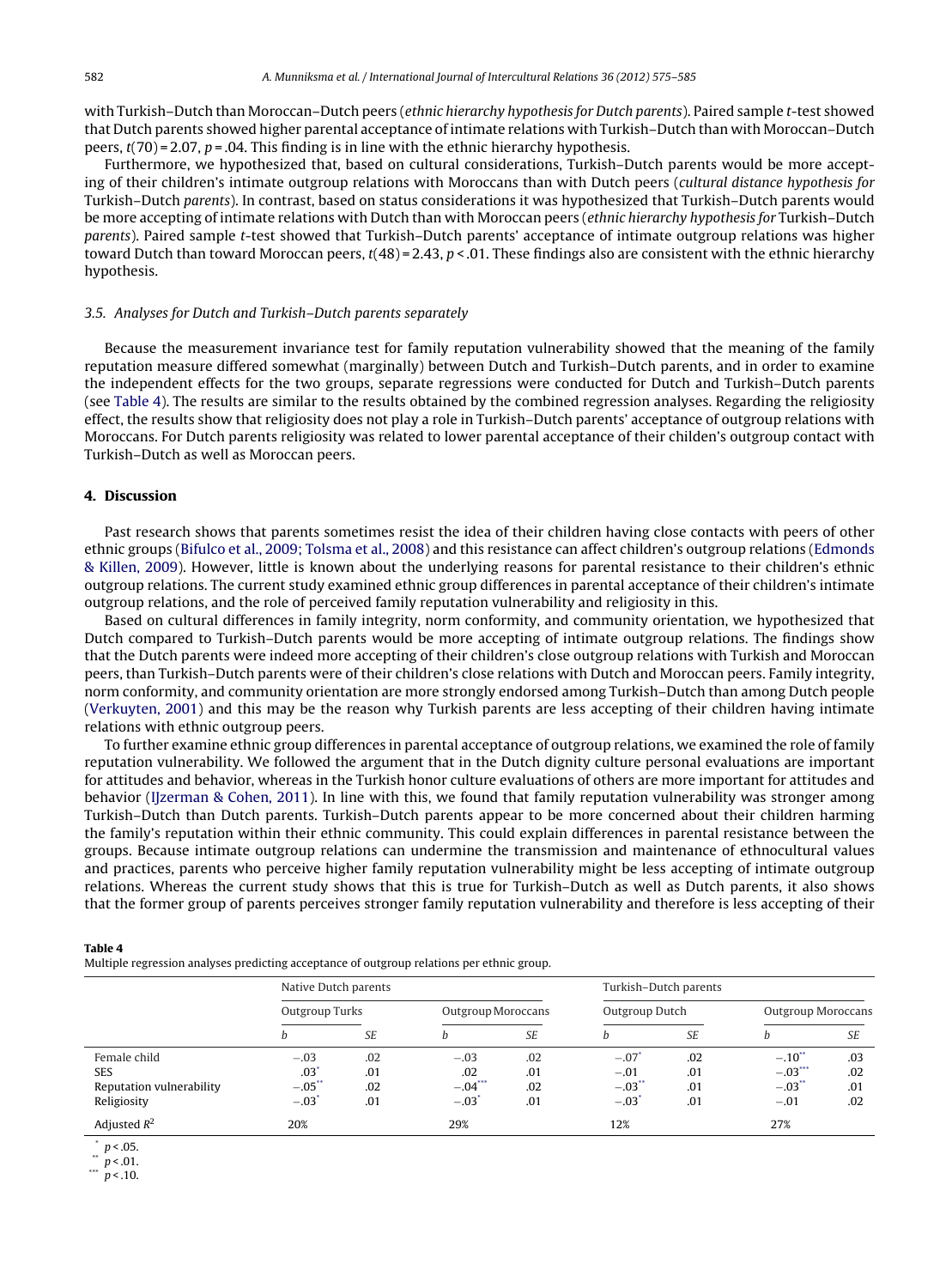with Turkish–Dutch than Moroccan–Dutch peers (*ethnic hierarchy hypothesis for Dutch parents*). Paired sample *t*-test showed that Dutch parents showed higher parental acceptance of intimate relations with Turkish–Dutch than with Moroccan–Dutch peers, $t(70) = 2.07$, $p = .04$. This finding is in line with the ethnic hierarchy hypothesis.

Furthermore, we hypothesized that, based on cultural considerations, Turkish–Dutch parents would be more accepting of their children's intimate outgroup relations with Moroccans than with Dutch peers (*cultural distance hypothesis for* Turkish–Dutch *parents*). In contrast, based on status considerations it was hypothesized that Turkish–Dutch parents would be more accepting of intimate relations with Dutch than with Moroccan peers (*ethnic hierarchy hypothesis for* Turkish–Dutch *parents*). Paired sample *t*-test showed that Turkish–Dutch parents' acceptance of intimate outgroup relations was higher toward Dutch than toward Moroccan peers, $t(48) = 2.43$, $p < .01$. These findings also are consistent with the ethnic hierarchy hypothesis.

### 3.5. Analyses for Dutch and Turkish–Dutch parents separately

Because the measurement invariance test for family reputation vulnerability showed that the meaning of the family reputation measure differed somewhat (marginally) between Dutch and Turkish–Dutch parents, and in order to examine the independent effects for the two groups, separate regressions were conducted for Dutch and Turkish–Dutch parents (see Table 4). The results are similar to the results obtained by the combined regression analyses. Regarding the religiosity effect, the results show that religiosity does not play a role in Turkish–Dutch parents' acceptance of outgroup relations with Moroccans. For Dutch parents religiosity was related to lower parental acceptance of their childen's outgroup contact with Turkish–Dutch as well as Moroccan peers.

## 4. Discussion

Past research shows that parents sometimes resist the idea of their children having close contacts with peers of other ethnic groups (Bifulco et al., 2009; Tolsma et al., 2008) and this resistance can affect children's outgroup relations (Edmonds & Killen, 2009). However, little is known about the underlying reasons for parental resistance to their children's ethnic outgroup relations. The current study examined ethnic group differences in parental acceptance of their children's intimate outgroup relations, and the role of perceived family reputation vulnerability and religiosity in this.

Based on cultural differences in family integrity, norm conformity, and community orientation, we hypothesized that Dutch compared to Turkish–Dutch parents would be more accepting of intimate outgroup relations. The findings show that the Dutch parents were indeed more accepting of their children's close outgroup relations with Turkish and Moroccan peers, than Turkish–Dutch parents were of their children's close relations with Dutch and Moroccan peers. Family integrity, norm conformity, and community orientation are more strongly endorsed among Turkish–Dutch than among Dutch people (Verkuyten, 2001) and this may be the reason why Turkish parents are less accepting of their children having intimate relations with ethnic outgroup peers.

To further examine ethnic group differences in parental acceptance of outgroup relations, we examined the role of family reputation vulnerability. We followed the argument that in the Dutch dignity culture personal evaluations are important for attitudes and behavior, whereas in the Turkish honor culture evaluations of others are more important for attitudes and behavior (IJzerman & Cohen, 2011). In line with this, we found that family reputation vulnerability was stronger among Turkish–Dutch than Dutch parents. Turkish–Dutch parents appear to be more concerned about their children harming the family's reputation within their ethnic community. This could explain differences in parental resistance between the groups. Because intimate outgroup relations can undermine the transmission and maintenance of ethnocultural values and practices, parents who perceive higher family reputation vulnerability might be less accepting of intimate outgroup relations. Whereas the current study shows that this is true for Turkish–Dutch as well as Dutch parents, it also shows that the former group of parents perceives stronger family reputation vulnerability and therefore is less accepting of their

**Table 4**
Multiple regression analyses predicting acceptance of outgroup relations per ethnic group.

| | Native Dutch parents | | | | Turkish–Dutch parents | | | |
|---|---|---|---|---|---|---|---|---|
| | Outgroup Turks | | Outgroup Moroccans | | Outgroup Dutch | | Outgroup Moroccans | |
| | *b* | *SE* | *b* | *SE* | *b* | *SE* | *b* | *SE* |
| Female child | −.03 | .02 | −.03 | .02 | −.07* | .02 | −.10** | .03 |
| SES | .03* | .01 | .02 | .01 | −.01 | .01 | −.03*** | .02 |
| Reputation vulnerability | −.05** | .02 | −.04*** | .02 | −.03** | .01 | −.03** | .01 |
| Religiosity | −.03* | .01 | −.03* | .01 | −.03* | .01 | −.01 | .02 |
| Adjusted $R^2$ | 20% | | 29% | | 12% | | 27% | |

\* $p < .05$.
\*\* $p < .01$.
\*\*\* $p < .10$.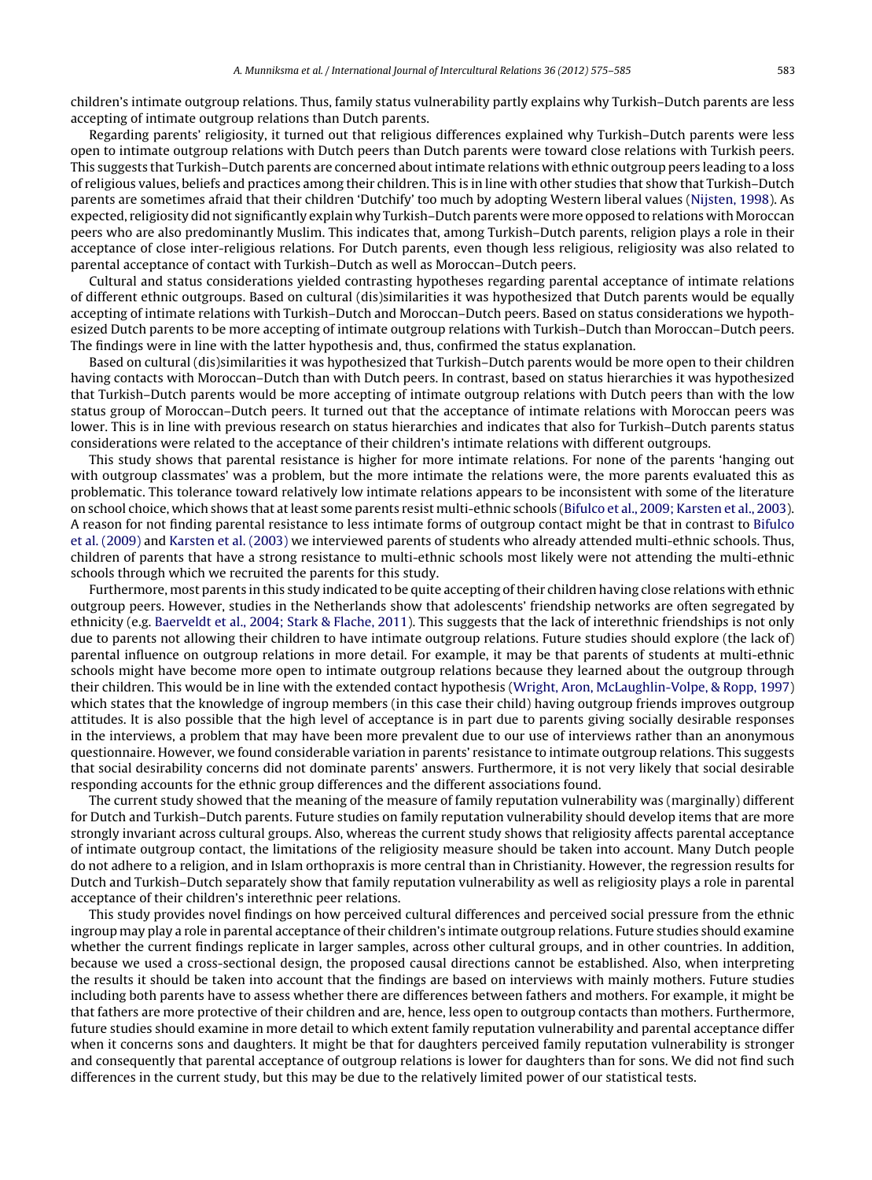children's intimate outgroup relations. Thus, family status vulnerability partly explains why Turkish–Dutch parents are less accepting of intimate outgroup relations than Dutch parents.

Regarding parents' religiosity, it turned out that religious differences explained why Turkish–Dutch parents were less open to intimate outgroup relations with Dutch peers than Dutch parents were toward close relations with Turkish peers. This suggests that Turkish–Dutch parents are concerned about intimate relations with ethnic outgroup peers leading to a loss of religious values, beliefs and practices among their children. This is in line with other studies that show that Turkish–Dutch parents are sometimes afraid that their children 'Dutchify' too much by adopting Western liberal values (Nijsten, 1998). As expected, religiosity did not significantly explain why Turkish–Dutch parents were more opposed to relations with Moroccan peers who are also predominantly Muslim. This indicates that, among Turkish–Dutch parents, religion plays a role in their acceptance of close inter-religious relations. For Dutch parents, even though less religious, religiosity was also related to parental acceptance of contact with Turkish–Dutch as well as Moroccan–Dutch peers.

Cultural and status considerations yielded contrasting hypotheses regarding parental acceptance of intimate relations of different ethnic outgroups. Based on cultural (dis)similarities it was hypothesized that Dutch parents would be equally accepting of intimate relations with Turkish–Dutch and Moroccan–Dutch peers. Based on status considerations we hypothesized Dutch parents to be more accepting of intimate outgroup relations with Turkish–Dutch than Moroccan–Dutch peers. The findings were in line with the latter hypothesis and, thus, confirmed the status explanation.

Based on cultural (dis)similarities it was hypothesized that Turkish–Dutch parents would be more open to their children having contacts with Moroccan–Dutch than with Dutch peers. In contrast, based on status hierarchies it was hypothesized that Turkish–Dutch parents would be more accepting of intimate outgroup relations with Dutch peers than with the low status group of Moroccan–Dutch peers. It turned out that the acceptance of intimate relations with Moroccan peers was lower. This is in line with previous research on status hierarchies and indicates that also for Turkish–Dutch parents status considerations were related to the acceptance of their children's intimate relations with different outgroups.

This study shows that parental resistance is higher for more intimate relations. For none of the parents 'hanging out with outgroup classmates' was a problem, but the more intimate the relations were, the more parents evaluated this as problematic. This tolerance toward relatively low intimate relations appears to be inconsistent with some of the literature on school choice, which shows that at least some parents resist multi-ethnic schools (Bifulco et al., 2009; Karsten et al., 2003). A reason for not finding parental resistance to less intimate forms of outgroup contact might be that in contrast to Bifulco et al. (2009) and Karsten et al. (2003) we interviewed parents of students who already attended multi-ethnic schools. Thus, children of parents that have a strong resistance to multi-ethnic schools most likely were not attending the multi-ethnic schools through which we recruited the parents for this study.

Furthermore, most parents in this study indicated to be quite accepting of their children having close relations with ethnic outgroup peers. However, studies in the Netherlands show that adolescents' friendship networks are often segregated by ethnicity (e.g. Baerveldt et al., 2004; Stark & Flache, 2011). This suggests that the lack of interethnic friendships is not only due to parents not allowing their children to have intimate outgroup relations. Future studies should explore (the lack of) parental influence on outgroup relations in more detail. For example, it may be that parents of students at multi-ethnic schools might have become more open to intimate outgroup relations because they learned about the outgroup through their children. This would be in line with the extended contact hypothesis (Wright, Aron, McLaughlin-Volpe, & Ropp, 1997) which states that the knowledge of ingroup members (in this case their child) having outgroup friends improves outgroup attitudes. It is also possible that the high level of acceptance is in part due to parents giving socially desirable responses in the interviews, a problem that may have been more prevalent due to our use of interviews rather than an anonymous questionnaire. However, we found considerable variation in parents' resistance to intimate outgroup relations. This suggests that social desirability concerns did not dominate parents' answers. Furthermore, it is not very likely that social desirable responding accounts for the ethnic group differences and the different associations found.

The current study showed that the meaning of the measure of family reputation vulnerability was (marginally) different for Dutch and Turkish–Dutch parents. Future studies on family reputation vulnerability should develop items that are more strongly invariant across cultural groups. Also, whereas the current study shows that religiosity affects parental acceptance of intimate outgroup contact, the limitations of the religiosity measure should be taken into account. Many Dutch people do not adhere to a religion, and in Islam orthopraxis is more central than in Christianity. However, the regression results for Dutch and Turkish–Dutch separately show that family reputation vulnerability as well as religiosity plays a role in parental acceptance of their children's interethnic peer relations.

This study provides novel findings on how perceived cultural differences and perceived social pressure from the ethnic ingroup may play a role in parental acceptance of their children's intimate outgroup relations. Future studies should examine whether the current findings replicate in larger samples, across other cultural groups, and in other countries. In addition, because we used a cross-sectional design, the proposed causal directions cannot be established. Also, when interpreting the results it should be taken into account that the findings are based on interviews with mainly mothers. Future studies including both parents have to assess whether there are differences between fathers and mothers. For example, it might be that fathers are more protective of their children and are, hence, less open to outgroup contacts than mothers. Furthermore, future studies should examine in more detail to which extent family reputation vulnerability and parental acceptance differ when it concerns sons and daughters. It might be that for daughters perceived family reputation vulnerability is stronger and consequently that parental acceptance of outgroup relations is lower for daughters than for sons. We did not find such differences in the current study, but this may be due to the relatively limited power of our statistical tests.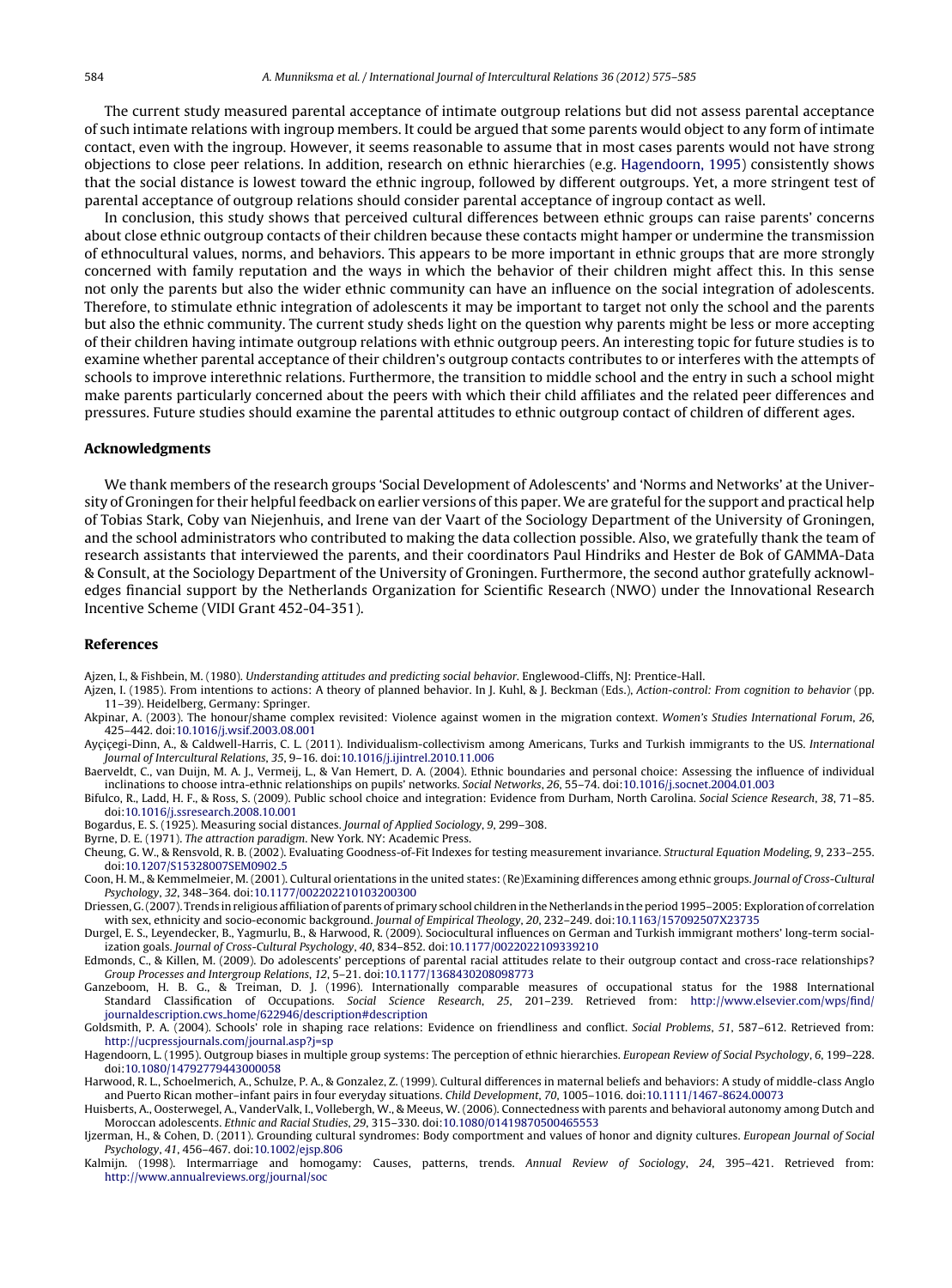The current study measured parental acceptance of intimate outgroup relations but did not assess parental acceptance of such intimate relations with ingroup members. It could be argued that some parents would object to any form of intimate contact, even with the ingroup. However, it seems reasonable to assume that in most cases parents would not have strong objections to close peer relations. In addition, research on ethnic hierarchies (e.g. Hagendoorn, 1995) consistently shows that the social distance is lowest toward the ethnic ingroup, followed by different outgroups. Yet, a more stringent test of parental acceptance of outgroup relations should consider parental acceptance of ingroup contact as well.

In conclusion, this study shows that perceived cultural differences between ethnic groups can raise parents' concerns about close ethnic outgroup contacts of their children because these contacts might hamper or undermine the transmission of ethnocultural values, norms, and behaviors. This appears to be more important in ethnic groups that are more strongly concerned with family reputation and the ways in which the behavior of their children might affect this. In this sense not only the parents but also the wider ethnic community can have an influence on the social integration of adolescents. Therefore, to stimulate ethnic integration of adolescents it may be important to target not only the school and the parents but also the ethnic community. The current study sheds light on the question why parents might be less or more accepting of their children having intimate outgroup relations with ethnic outgroup peers. An interesting topic for future studies is to examine whether parental acceptance of their children's outgroup contacts contributes to or interferes with the attempts of schools to improve interethnic relations. Furthermore, the transition to middle school and the entry in such a school might make parents particularly concerned about the peers with which their child affiliates and the related peer differences and pressures. Future studies should examine the parental attitudes to ethnic outgroup contact of children of different ages.

## Acknowledgments

We thank members of the research groups 'Social Development of Adolescents' and 'Norms and Networks' at the University of Groningen for their helpful feedback on earlier versions of this paper. We are grateful for the support and practical help of Tobias Stark, Coby van Niejenhuis, and Irene van der Vaart of the Sociology Department of the University of Groningen, and the school administrators who contributed to making the data collection possible. Also, we gratefully thank the team of research assistants that interviewed the parents, and their coordinators Paul Hindriks and Hester de Bok of GAMMA-Data & Consult, at the Sociology Department of the University of Groningen. Furthermore, the second author gratefully acknowledges financial support by the Netherlands Organization for Scientific Research (NWO) under the Innovational Research Incentive Scheme (VIDI Grant 452-04-351).

## References

Ajzen, I., & Fishbein, M. (1980). *Understanding attitudes and predicting social behavior*. Englewood-Cliffs, NJ: Prentice-Hall.

Ajzen, I. (1985). From intentions to actions: A theory of planned behavior. In J. Kuhl, & J. Beckman (Eds.), *Action-control: From cognition to behavior* (pp. 11–39). Heidelberg, Germany: Springer.

Akpinar, A. (2003). The honour/shame complex revisited: Violence against women in the migration context. *Women's Studies International Forum*, *26*, 425–442. doi:10.1016/j.wsif.2003.08.001

Ayçiçegi-Dinn, A., & Caldwell-Harris, C. L. (2011). Individualism-collectivism among Americans, Turks and Turkish immigrants to the US. *International Journal of Intercultural Relations*, *35*, 9–16. doi:10.1016/j.ijintrel.2010.11.006

Baerveldt, C., van Duijn, M. A. J., Vermeij, L., & Van Hemert, D. A. (2004). Ethnic boundaries and personal choice: Assessing the influence of individual inclinations to choose intra-ethnic relationships on pupils' networks. *Social Networks*, *26*, 55–74. doi:10.1016/j.socnet.2004.01.003

Bifulco, R., Ladd, H. F., & Ross, S. (2009). Public school choice and integration: Evidence from Durham, North Carolina. *Social Science Research*, *38*, 71–85. doi:10.1016/j.ssresearch.2008.10.001

Bogardus, E. S. (1925). Measuring social distances. *Journal of Applied Sociology*, *9*, 299–308.

Byrne, D. E. (1971). *The attraction paradigm*. New York. NY: Academic Press.

Cheung, G. W., & Rensvold, R. B. (2002). Evaluating Goodness-of-Fit Indexes for testing measurement invariance. *Structural Equation Modeling*, *9*, 233–255. doi:10.1207/S15328007SEM0902_5

Coon, H. M., & Kemmelmeier, M. (2001). Cultural orientations in the united states: (Re)Examining differences among ethnic groups. *Journal of Cross-Cultural Psychology*, *32*, 348–364. doi:10.1177/0022022101032003006

Driessen, G. (2007). Trends in religious affiliation of parents of primary school children in the Netherlands in the period 1995–2005: Exploration of correlation with sex, ethnicity and socio-economic background. *Journal of Empirical Theology*, *20*, 232–249. doi:10.1163/157092507X23735

Durgel, E. S., Leyendecker, B., Yagmurlu, B., & Harwood, R. (2009). Sociocultural influences on German and Turkish immigrant mothers' long-term socialization goals. *Journal of Cross-Cultural Psychology*, *40*, 834–852. doi:10.1177/0022022109339210

Edmonds, C., & Killen, M. (2009). Do adolescents' perceptions of parental racial attitudes relate to their outgroup contact and cross-race relationships? *Group Processes and Intergroup Relations*, *12*, 5–21. doi:10.1177/1368430208098773

Ganzeboom, H. B. G., & Treiman, D. J. (1996). Internationally comparable measures of occupational status for the 1988 International Standard Classification of Occupations. *Social Science Research*, *25*, 201–239. Retrieved from: http://www.elsevier.com/wps/find/journaldescription.cws_home/622946/description#description

Goldsmith, P. A. (2004). Schools' role in shaping race relations: Evidence on friendliness and conflict. *Social Problems*, *51*, 587–612. Retrieved from: http://ucpressjournals.com/journal.asp?j=sp

Hagendoorn, L. (1995). Outgroup biases in multiple group systems: The perception of ethnic hierarchies. *European Review of Social Psychology*, *6*, 199–228. doi:10.1080/14792779443000058

Harwood, R. L., Schoelmerich, A., Schulze, P. A., & Gonzalez, Z. (1999). Cultural differences in maternal beliefs and behaviors: A study of middle-class Anglo and Puerto Rican mother–infant pairs in four everyday situations. *Child Development*, *70*, 1005–1016. doi:10.1111/1467-8624.00073

Huisberts, A., Oosterwegel, A., VanderValk, I., Vollebergh, W., & Meeus, W. (2006). Connectedness with parents and behavioral autonomy among Dutch and Moroccan adolescents. *Ethnic and Racial Studies*, *29*, 315–330. doi:10.1080/01419870500465553

Ijzerman, H., & Cohen, D. (2011). Grounding cultural syndromes: Body comportment and values of honor and dignity cultures. *European Journal of Social Psychology*, *41*, 456–467. doi:10.1002/ejsp.806

Kalmijn. (1998). Intermarriage and homogamy: Causes, patterns, trends. *Annual Review of Sociology*, *24*, 395–421. Retrieved from: http://www.annualreviews.org/journal/soc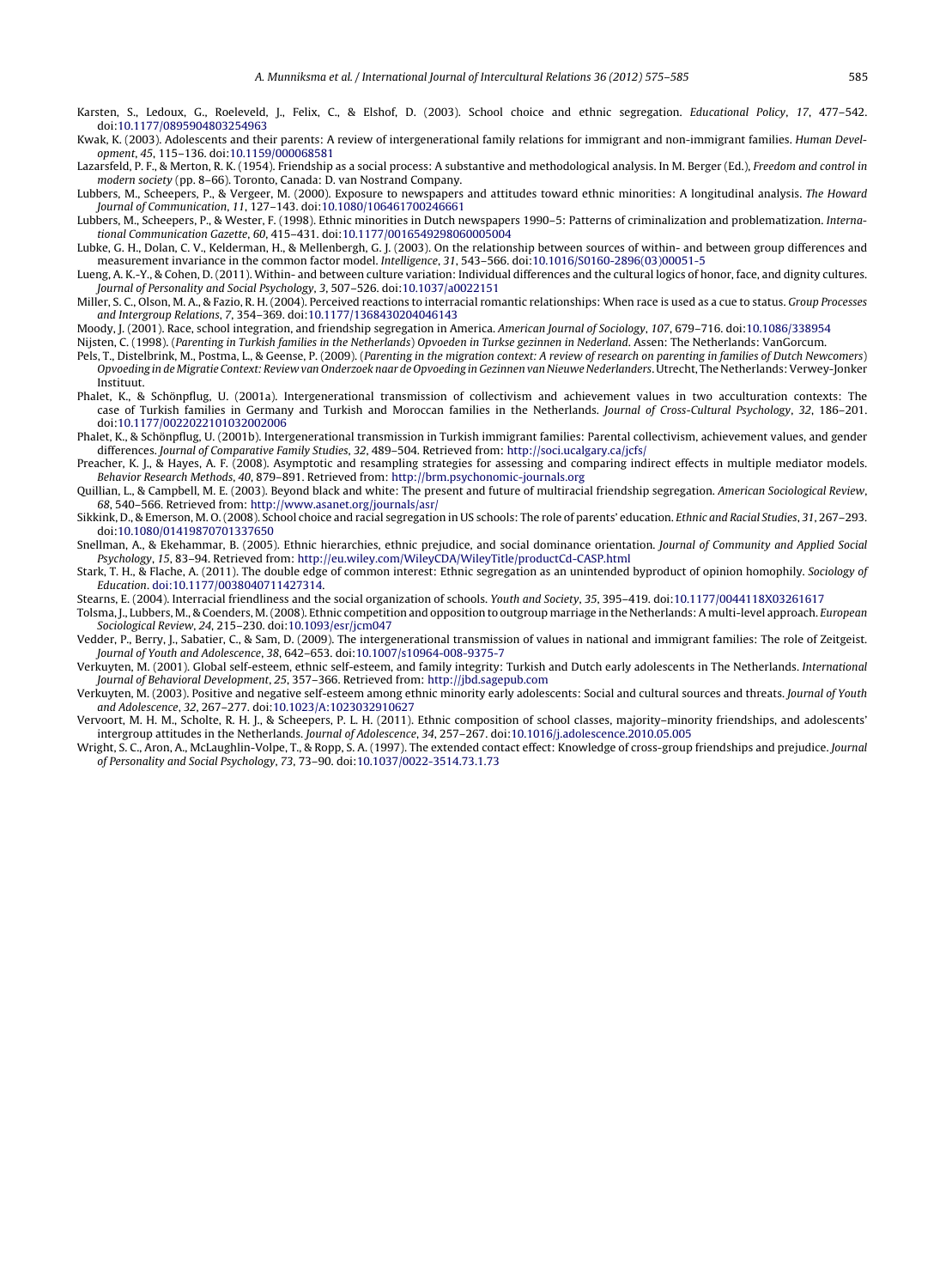Karsten, S., Ledoux, G., Roeleveld, J., Felix, C., & Elshof, D. (2003). School choice and ethnic segregation. *Educational Policy*, *17*, 477–542. doi:10.1177/0895904803254963

Kwak, K. (2003). Adolescents and their parents: A review of intergenerational family relations for immigrant and non-immigrant families. *Human Development*, *45*, 115–136. doi:10.1159/000068581

Lazarsfeld, P. F., & Merton, R. K. (1954). Friendship as a social process: A substantive and methodological analysis. In M. Berger (Ed.), *Freedom and control in modern society* (pp. 8–66). Toronto, Canada: D. van Nostrand Company.

Lubbers, M., Scheepers, P., & Vergeer, M. (2000). Exposure to newspapers and attitudes toward ethnic minorities: A longitudinal analysis. *The Howard Journal of Communication*, *11*, 127–143. doi:10.1080/106461700246661

Lubbers, M., Scheepers, P., & Wester, F. (1998). Ethnic minorities in Dutch newspapers 1990–5: Patterns of criminalization and problematization. *International Communication Gazette*, *60*, 415–431. doi:10.1177/0016549298060005004

Lubke, G. H., Dolan, C. V., Kelderman, H., & Mellenbergh, G. J. (2003). On the relationship between sources of within- and between group differences and measurement invariance in the common factor model. *Intelligence*, *31*, 543–566. doi:10.1016/S0160-2896(03)00051-5

Lueng, A. K.-Y., & Cohen, D. (2011). Within- and between culture variation: Individual differences and the cultural logics of honor, face, and dignity cultures. *Journal of Personality and Social Psychology*, *3*, 507–526. doi:10.1037/a0022151

Miller, S. C., Olson, M. A., & Fazio, R. H. (2004). Perceived reactions to interracial romantic relationships: When race is used as a cue to status. *Group Processes and Intergroup Relations*, *7*, 354–369. doi:10.1177/1368430204046143

Moody, J. (2001). Race, school integration, and friendship segregation in America. *American Journal of Sociology*, *107*, 679–716. doi:10.1086/338954

Nijsten, C. (1998). (*Parenting in Turkish families in the Netherlands*) *Opvoeden in Turkse gezinnen in Nederland*. Assen: The Netherlands: VanGorcum.

Pels, T., Distelbrink, M., Postma, L., & Geense, P. (2009). (*Parenting in the migration context: A review of research on parenting in families of Dutch Newcomers*) *Opvoeding in de Migratie Context: Review van Onderzoek naar de Opvoeding in Gezinnen van Nieuwe Nederlanders*. Utrecht, The Netherlands: Verwey-Jonker Instituut.

Phalet, K., & Schönpflug, U. (2001a). Intergenerational transmission of collectivism and achievement values in two acculturation contexts: The case of Turkish families in Germany and Turkish and Moroccan families in the Netherlands. *Journal of Cross-Cultural Psychology*, *32*, 186–201. doi:10.1177/0022022101032002006

Phalet, K., & Schönpflug, U. (2001b). Intergenerational transmission in Turkish immigrant families: Parental collectivism, achievement values, and gender differences. *Journal of Comparative Family Studies*, *32*, 489–504. Retrieved from: http://soci.ucalgary.ca/jcfs/

Preacher, K. J., & Hayes, A. F. (2008). Asymptotic and resampling strategies for assessing and comparing indirect effects in multiple mediator models. *Behavior Research Methods*, *40*, 879–891. Retrieved from: http://brm.psychonomic-journals.org

Quillian, L., & Campbell, M. E. (2003). Beyond black and white: The present and future of multiracial friendship segregation. *American Sociological Review*, *68*, 540–566. Retrieved from: http://www.asanet.org/journals/asr/

Sikkink, D., & Emerson, M. O. (2008). School choice and racial segregation in US schools: The role of parents' education. *Ethnic and Racial Studies*, *31*, 267–293. doi:10.1080/01419870701337650

Snellman, A., & Ekehammar, B. (2005). Ethnic hierarchies, ethnic prejudice, and social dominance orientation. *Journal of Community and Applied Social Psychology*, *15*, 83–94. Retrieved from: http://eu.wiley.com/WileyCDA/WileyTitle/productCd-CASP.html

Stark, T. H., & Flache, A. (2011). The double edge of common interest: Ethnic segregation as an unintended byproduct of opinion homophily. *Sociology of Education*. doi:10.1177/0038040711427314.

Stearns, E. (2004). Interracial friendliness and the social organization of schools. *Youth and Society*, *35*, 395–419. doi:10.1177/0044118X03261617

Tolsma, J., Lubbers, M., & Coenders, M. (2008). Ethnic competition and opposition to outgroup marriage in the Netherlands: A multi-level approach. *European Sociological Review*, *24*, 215–230. doi:10.1093/esr/jcm047

Vedder, P., Berry, J., Sabatier, C., & Sam, D. (2009). The intergenerational transmission of values in national and immigrant families: The role of Zeitgeist. *Journal of Youth and Adolescence*, *38*, 642–653. doi:10.1007/s10964-008-9375-7

Verkuyten, M. (2001). Global self-esteem, ethnic self-esteem, and family integrity: Turkish and Dutch early adolescents in The Netherlands. *International Journal of Behavioral Development*, *25*, 357–366. Retrieved from: http://jbd.sagepub.com

Verkuyten, M. (2003). Positive and negative self-esteem among ethnic minority early adolescents: Social and cultural sources and threats. *Journal of Youth and Adolescence*, *32*, 267–277. doi:10.1023/A:1023032910627

Vervoort, M. H. M., Scholte, R. H. J., & Scheepers, P. L. H. (2011). Ethnic composition of school classes, majority–minority friendships, and adolescents' intergroup attitudes in the Netherlands. *Journal of Adolescence*, *34*, 257–267. doi:10.1016/j.adolescence.2010.05.005

Wright, S. C., Aron, A., McLaughlin-Volpe, T., & Ropp, S. A. (1997). The extended contact effect: Knowledge of cross-group friendships and prejudice. *Journal of Personality and Social Psychology*, *73*, 73–90. doi:10.1037/0022-3514.73.1.73